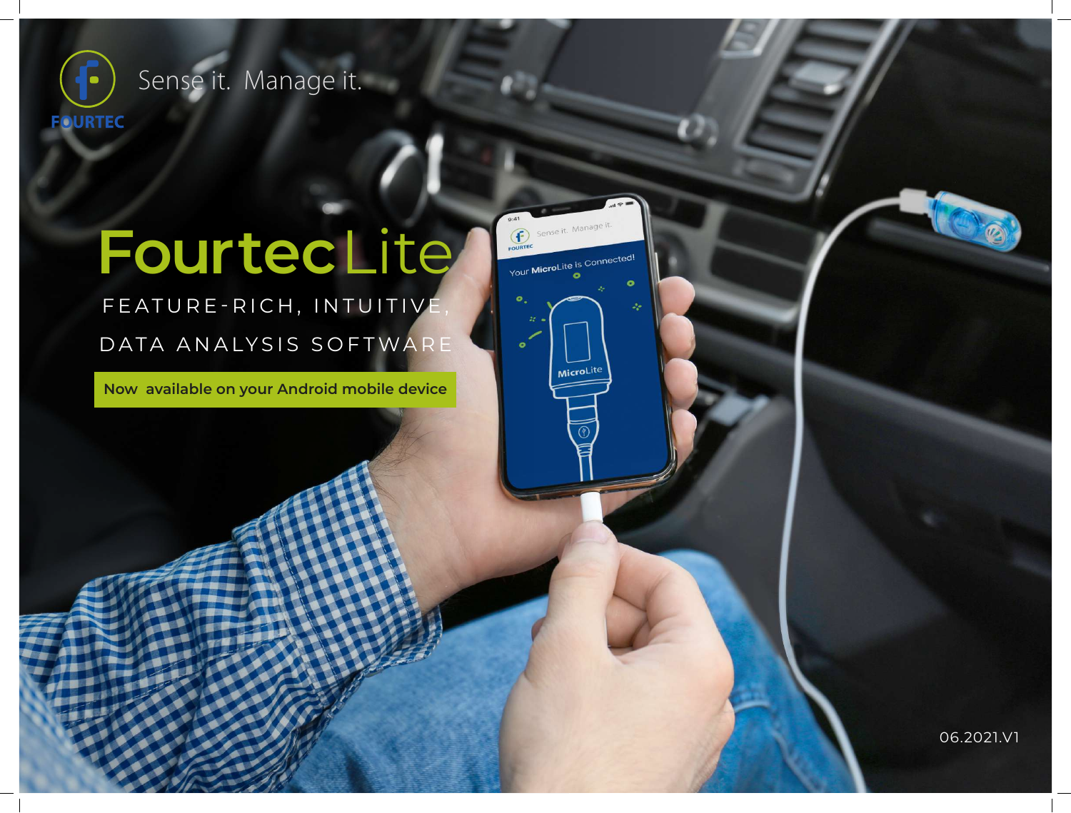FOURTEC

Sense it. Manage it.

# FourtecLite

FEATURE-RICH, INTUITIVE, DATA ANALYSIS SOFTWARE

**Now available on your Android mobile device**

06.2021.V1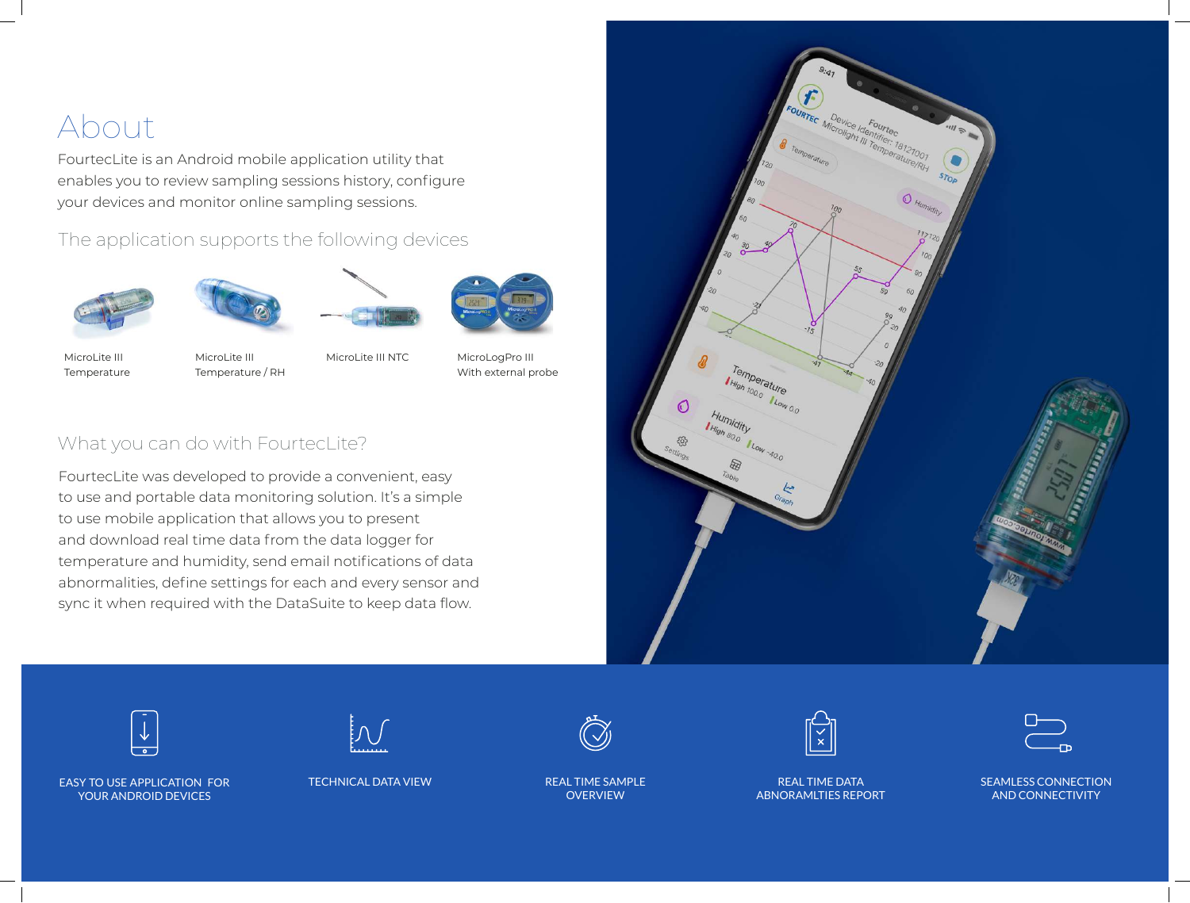# About

FourtecLite is an Android mobile application utility that enables you to review sampling sessions history, configure your devices and monitor online sampling sessions.

## The application supports the following devices

MicroLite III Temperature

MicroLite III Temperature / RH

MicroLite III NTC

MicroLogPro III With external probe

## What you can do with FourtecLite?

FourtecLite was developed to provide a convenient, easy to use and portable data monitoring solution. It's a simple to use mobile application that allows you to present and download real time data from the data logger for temperature and humidity, send email notifications of data abnormalities, define settings for each and every sensor and sync it when required with the DataSuite to keep data flow.

EASY TO USE APPLICATION FOR YOUR ANDROID DEVICES

TECHNICAL DATA VIEW

REAL TIME SAMPLE OVERVIEW

REAL TIME DATA ABNORAMLTIES REPORT

SEAMLESS CONNECTION AND CONNECTIVITY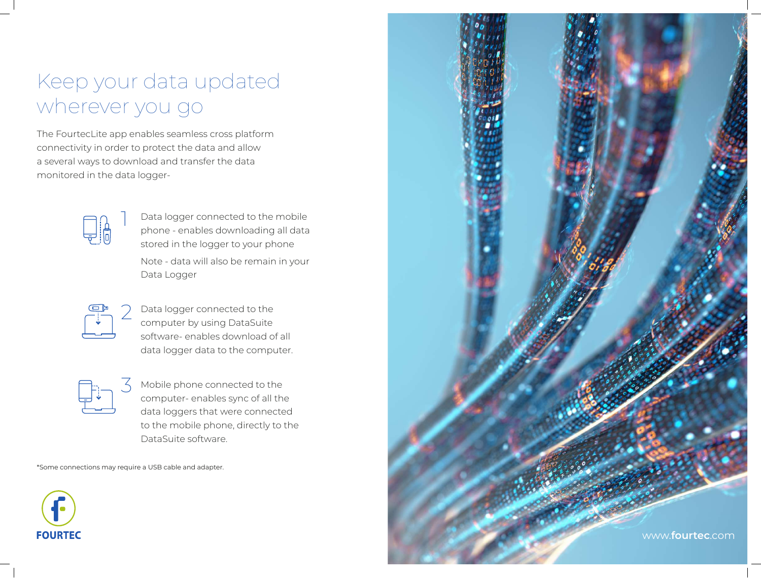# Keep your data updated wherever you go

The FourtecLite app enables seamless cross platform connectivity in order to protect the data and allow a several ways to download and transfer the data monitored in the data logger-

1. Data logger connected to the mobile phone - enables downloading all data stored in the logger to your phone

   Note - data will also be remain in your Data Logger

2. Data logger connected to the computer by using DataSuite software- enables download of all data logger data to the computer.

3. Mobile phone connected to the computer- enables sync of all the data loggers that were connected to the mobile phone, directly to the DataSuite software.

*Some connections may require a USB cable and adapter.

FOURTEC

www.fourtec.com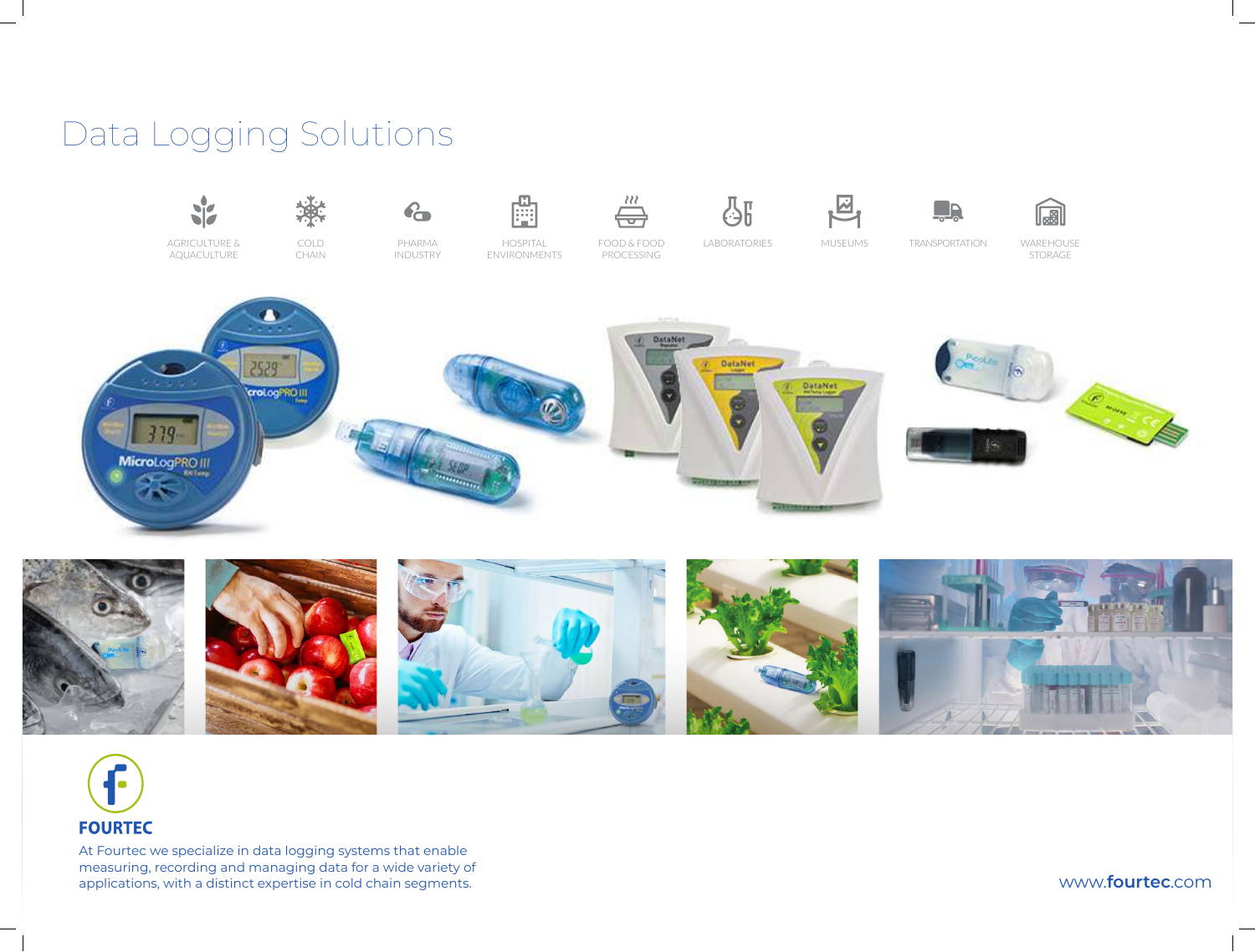# Data Logging Solutions

AGRICULTURE & AQUACULTURE

COLD CHAIN

PHARMA INDUSTRY

HOSPITAL ENVIRONMENTS

FOOD & FOOD PROCESSING

LABORATORIES

MUSEUMS

TRANSPORTATION

WAREHOUSE STORAGE

**FOURTEC**

At Fourtec we specialize in data logging systems that enable measuring, recording and managing data for a wide variety of applications, with a distinct expertise in cold chain segments.

www.**fourtec**.com